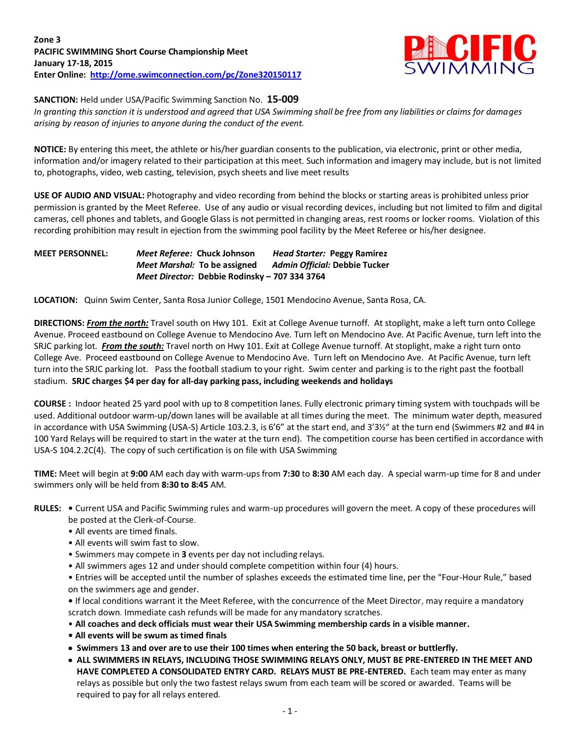**Zone 3**
**PACIFIC SWIMMING Short Course Championship Meet**
**January 17-18, 2015**
**Enter Online: [http://ome.swimconnection.com/pc/Zone320150117](http://ome.swimconnection.com/pc/Zone320150117)**

**SANCTION:** Held under USA/Pacific Swimming Sanction No. **15-009**
*In granting this sanction it is understood and agreed that USA Swimming shall be free from any liabilities or claims for damages arising by reason of injuries to anyone during the conduct of the event.*

**NOTICE:** By entering this meet, the athlete or his/her guardian consents to the publication, via electronic, print or other media, information and/or imagery related to their participation at this meet. Such information and imagery may include, but is not limited to, photographs, video, web casting, television, psych sheets and live meet results

**USE OF AUDIO AND VISUAL:** Photography and video recording from behind the blocks or starting areas is prohibited unless prior permission is granted by the Meet Referee. Use of any audio or visual recording devices, including but not limited to film and digital cameras, cell phones and tablets, and Google Glass is not permitted in changing areas, rest rooms or locker rooms. Violation of this recording prohibition may result in ejection from the swimming pool facility by the Meet Referee or his/her designee.

**MEET PERSONNEL:**
***Meet Referee:*** **Chuck Johnson** ***Head Starter:*** **Peggy Ramirez**
***Meet Marshal:*** **To be assigned** ***Admin Official:*** **Debbie Tucker**
***Meet Director:*** **Debbie Rodinsky – 707 334 3764**

**LOCATION:** Quinn Swim Center, Santa Rosa Junior College, 1501 Mendocino Avenue, Santa Rosa, CA.

**DIRECTIONS:** ***From the north:*** Travel south on Hwy 101. Exit at College Avenue turnoff. At stoplight, make a left turn onto College Avenue. Proceed eastbound on College Avenue to Mendocino Ave. Turn left on Mendocino Ave. At Pacific Avenue, turn left into the SRJC parking lot. ***From the south:*** Travel north on Hwy 101. Exit at College Avenue turnoff. At stoplight, make a right turn onto College Ave. Proceed eastbound on College Avenue to Mendocino Ave. Turn left on Mendocino Ave. At Pacific Avenue, turn left turn into the SRJC parking lot. Pass the football stadium to your right. Swim center and parking is to the right past the football stadium. **SRJC charges $4 per day for all-day parking pass, including weekends and holidays**

**COURSE :** Indoor heated 25 yard pool with up to 8 competition lanes. Fully electronic primary timing system with touchpads will be used. Additional outdoor warm-up/down lanes will be available at all times during the meet. The minimum water depth, measured in accordance with USA Swimming (USA-S) Article 103.2.3, is 6'6" at the start end, and 3'3½" at the turn end (Swimmers #2 and #4 in 100 Yard Relays will be required to start in the water at the turn end). The competition course has been certified in accordance with USA-S 104.2.2C(4). The copy of such certification is on file with USA Swimming

**TIME:** Meet will begin at **9:00** AM each day with warm-ups from **7:30** to **8:30** AM each day. A special warm-up time for 8 and under swimmers only will be held from **8:30 to 8:45** AM.

**RULES:**

- Current USA and Pacific Swimming rules and warm-up procedures will govern the meet. A copy of these procedures will be posted at the Clerk-of-Course.
- All events are timed finals.
- All events will swim fast to slow.
- Swimmers may compete in **3** events per day not including relays.
- All swimmers ages 12 and under should complete competition within four (4) hours.
- Entries will be accepted until the number of splashes exceeds the estimated time line, per the "Four-Hour Rule," based on the swimmers age and gender.
- If local conditions warrant it the Meet Referee, with the concurrence of the Meet Director, may require a mandatory scratch down. Immediate cash refunds will be made for any mandatory scratches.
- **All coaches and deck officials must wear their USA Swimming membership cards in a visible manner.**
- **All events will be swum as timed finals**
- **Swimmers 13 and over are to use their 100 times when entering the 50 back, breast or buttlerfly.**
- **ALL SWIMMERS IN RELAYS, INCLUDING THOSE SWIMMING RELAYS ONLY, MUST BE PRE-ENTERED IN THE MEET AND HAVE COMPLETED A CONSOLIDATED ENTRY CARD. RELAYS MUST BE PRE-ENTERED.** Each team may enter as many relays as possible but only the two fastest relays swum from each team will be scored or awarded. Teams will be required to pay for all relays entered.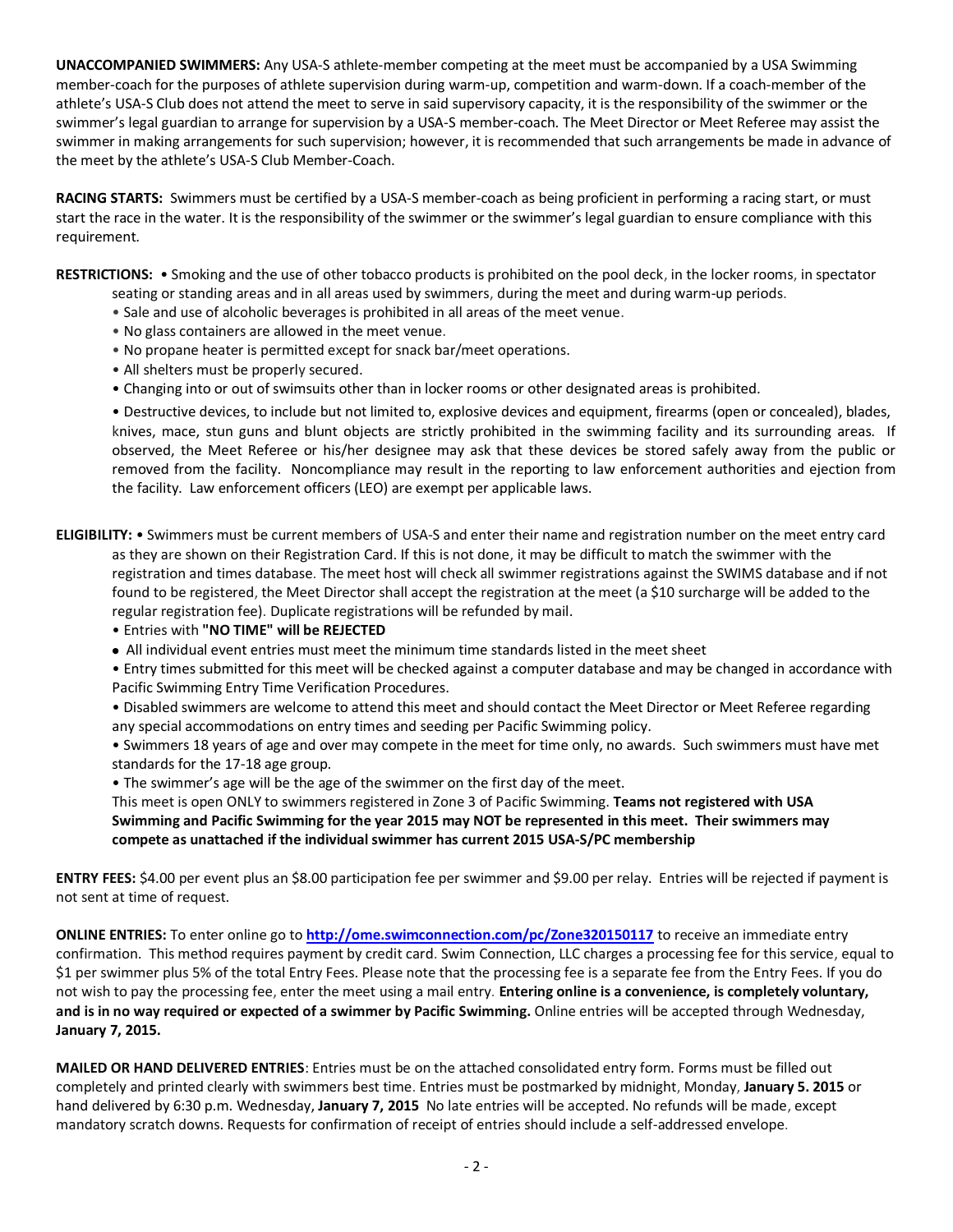**UNACCOMPANIED SWIMMERS:** Any USA-S athlete-member competing at the meet must be accompanied by a USA Swimming member-coach for the purposes of athlete supervision during warm-up, competition and warm-down. If a coach-member of the athlete's USA-S Club does not attend the meet to serve in said supervisory capacity, it is the responsibility of the swimmer or the swimmer's legal guardian to arrange for supervision by a USA-S member-coach. The Meet Director or Meet Referee may assist the swimmer in making arrangements for such supervision; however, it is recommended that such arrangements be made in advance of the meet by the athlete's USA-S Club Member-Coach.

**RACING STARTS:** Swimmers must be certified by a USA-S member-coach as being proficient in performing a racing start, or must start the race in the water. It is the responsibility of the swimmer or the swimmer's legal guardian to ensure compliance with this requirement.

**RESTRICTIONS:**
- Smoking and the use of other tobacco products is prohibited on the pool deck, in the locker rooms, in spectator seating or standing areas and in all areas used by swimmers, during the meet and during warm-up periods.
- Sale and use of alcoholic beverages is prohibited in all areas of the meet venue.
- No glass containers are allowed in the meet venue.
- No propane heater is permitted except for snack bar/meet operations.
- All shelters must be properly secured.
- Changing into or out of swimsuits other than in locker rooms or other designated areas is prohibited.
- Destructive devices, to include but not limited to, explosive devices and equipment, firearms (open or concealed), blades, knives, mace, stun guns and blunt objects are strictly prohibited in the swimming facility and its surrounding areas. If observed, the Meet Referee or his/her designee may ask that these devices be stored safely away from the public or removed from the facility. Noncompliance may result in the reporting to law enforcement authorities and ejection from the facility. Law enforcement officers (LEO) are exempt per applicable laws.

**ELIGIBILITY:**
- Swimmers must be current members of USA-S and enter their name and registration number on the meet entry card as they are shown on their Registration Card. If this is not done, it may be difficult to match the swimmer with the registration and times database. The meet host will check all swimmer registrations against the SWIMS database and if not found to be registered, the Meet Director shall accept the registration at the meet (a $10 surcharge will be added to the regular registration fee). Duplicate registrations will be refunded by mail.
- Entries with **"NO TIME" will be REJECTED**
- All individual event entries must meet the minimum time standards listed in the meet sheet
- Entry times submitted for this meet will be checked against a computer database and may be changed in accordance with Pacific Swimming Entry Time Verification Procedures.
- Disabled swimmers are welcome to attend this meet and should contact the Meet Director or Meet Referee regarding any special accommodations on entry times and seeding per Pacific Swimming policy.
- Swimmers 18 years of age and over may compete in the meet for time only, no awards. Such swimmers must have met standards for the 17-18 age group.
- The swimmer's age will be the age of the swimmer on the first day of the meet.

This meet is open ONLY to swimmers registered in Zone 3 of Pacific Swimming. **Teams not registered with USA Swimming and Pacific Swimming for the year 2015 may NOT be represented in this meet. Their swimmers may compete as unattached if the individual swimmer has current 2015 USA-S/PC membership**

**ENTRY FEES:** $4.00 per event plus an $8.00 participation fee per swimmer and $9.00 per relay. Entries will be rejected if payment is not sent at time of request.

**ONLINE ENTRIES:** To enter online go to **http://ome.swimconnection.com/pc/Zone320150117** to receive an immediate entry confirmation. This method requires payment by credit card. Swim Connection, LLC charges a processing fee for this service, equal to $1 per swimmer plus 5% of the total Entry Fees. Please note that the processing fee is a separate fee from the Entry Fees. If you do not wish to pay the processing fee, enter the meet using a mail entry. **Entering online is a convenience, is completely voluntary, and is in no way required or expected of a swimmer by Pacific Swimming.** Online entries will be accepted through Wednesday, **January 7, 2015.**

**MAILED OR HAND DELIVERED ENTRIES**: Entries must be on the attached consolidated entry form. Forms must be filled out completely and printed clearly with swimmers best time. Entries must be postmarked by midnight, Monday, **January 5. 2015** or hand delivered by 6:30 p.m. Wednesday, **January 7, 2015** No late entries will be accepted. No refunds will be made, except mandatory scratch downs. Requests for confirmation of receipt of entries should include a self-addressed envelope.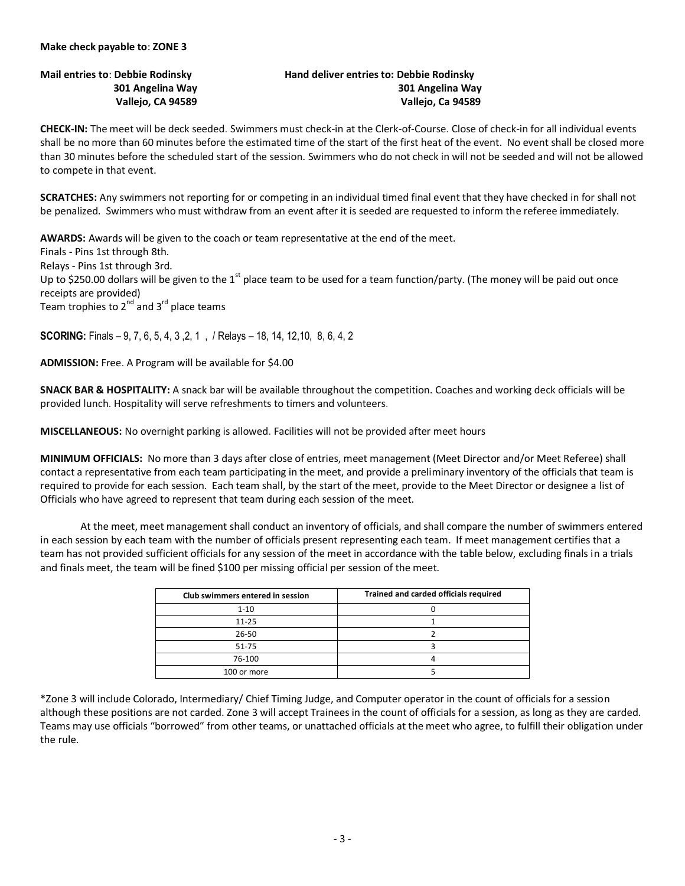**Make check payable to**: **ZONE 3**

**Mail entries to**: **Debbie Rodinsky**
**301 Angelina Way**
**Vallejo, CA 94589**

**Hand deliver entries to: Debbie Rodinsky**
**301 Angelina Way**
**Vallejo, Ca 94589**

**CHECK-IN:** The meet will be deck seeded. Swimmers must check-in at the Clerk-of-Course. Close of check-in for all individual events shall be no more than 60 minutes before the estimated time of the start of the first heat of the event. No event shall be closed more than 30 minutes before the scheduled start of the session. Swimmers who do not check in will not be seeded and will not be allowed to compete in that event.

**SCRATCHES:** Any swimmers not reporting for or competing in an individual timed final event that they have checked in for shall not be penalized. Swimmers who must withdraw from an event after it is seeded are requested to inform the referee immediately.

**AWARDS:** Awards will be given to the coach or team representative at the end of the meet.
Finals - Pins 1st through 8th.
Relays - Pins 1st through 3rd.
Up to $250.00 dollars will be given to the 1st place team to be used for a team function/party. (The money will be paid out once receipts are provided)
Team trophies to 2nd and 3rd place teams

**SCORING:** Finals – 9, 7, 6, 5, 4, 3 ,2, 1 , / Relays – 18, 14, 12,10, 8, 6, 4, 2

**ADMISSION:** Free. A Program will be available for $4.00

**SNACK BAR & HOSPITALITY:** A snack bar will be available throughout the competition. Coaches and working deck officials will be provided lunch. Hospitality will serve refreshments to timers and volunteers.

**MISCELLANEOUS:** No overnight parking is allowed. Facilities will not be provided after meet hours

**MINIMUM OFFICIALS:** No more than 3 days after close of entries, meet management (Meet Director and/or Meet Referee) shall contact a representative from each team participating in the meet, and provide a preliminary inventory of the officials that team is required to provide for each session. Each team shall, by the start of the meet, provide to the Meet Director or designee a list of Officials who have agreed to represent that team during each session of the meet.

At the meet, meet management shall conduct an inventory of officials, and shall compare the number of swimmers entered in each session by each team with the number of officials present representing each team. If meet management certifies that a team has not provided sufficient officials for any session of the meet in accordance with the table below, excluding finals in a trials and finals meet, the team will be fined $100 per missing official per session of the meet.

| Club swimmers entered in session | Trained and carded officials required |
|---|---|
| 1-10 | 0 |
| 11-25 | 1 |
| 26-50 | 2 |
| 51-75 | 3 |
| 76-100 | 4 |
| 100 or more | 5 |

*Zone 3 will include Colorado, Intermediary/ Chief Timing Judge, and Computer operator in the count of officials for a session although these positions are not carded. Zone 3 will accept Trainees in the count of officials for a session, as long as they are carded. Teams may use officials "borrowed" from other teams, or unattached officials at the meet who agree, to fulfill their obligation under the rule.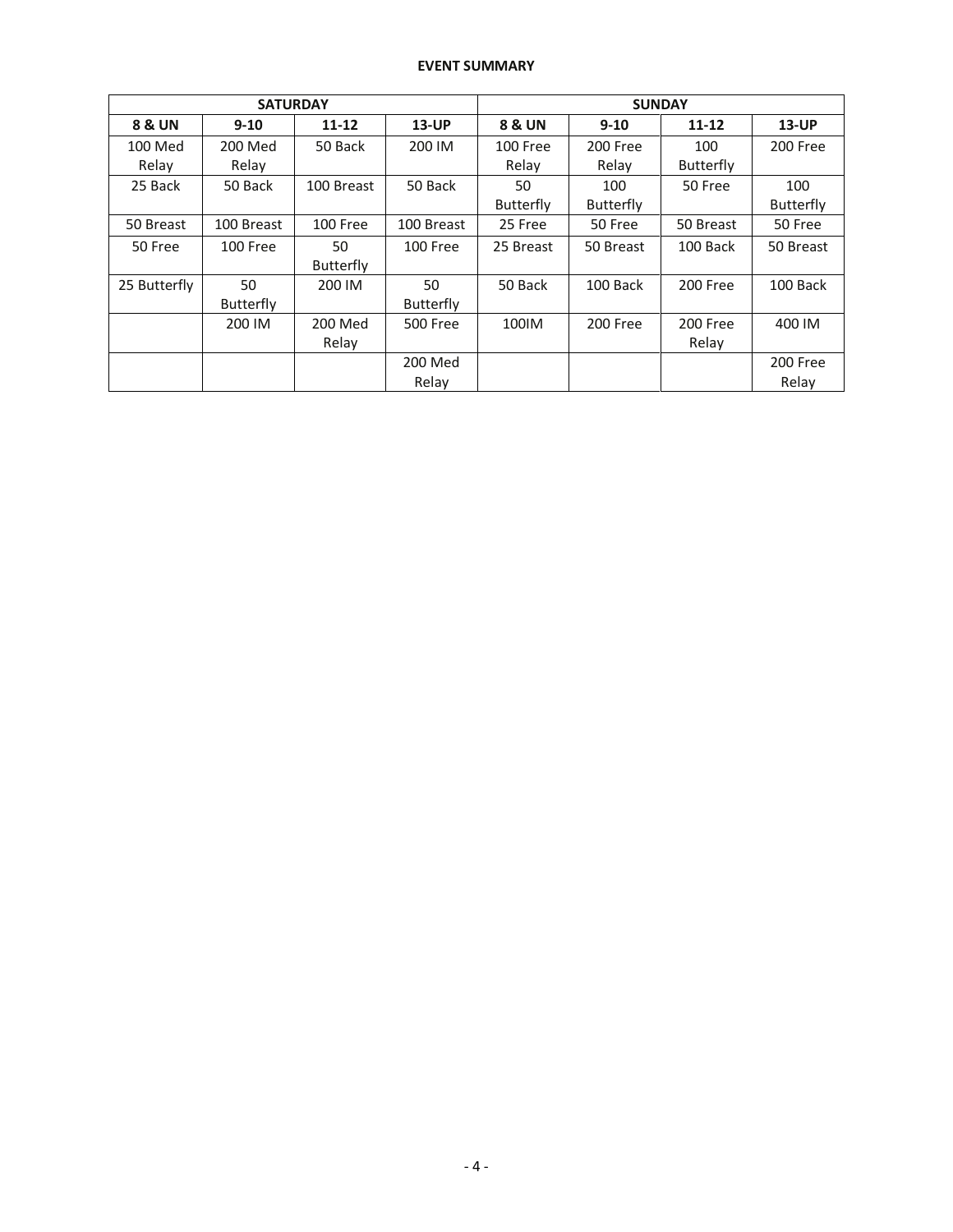**EVENT SUMMARY**

| SATURDAY | | | | SUNDAY | | | |
|---|---|---|---|---|---|---|---|
| **8 & UN** | **9-10** | **11-12** | **13-UP** | **8 & UN** | **9-10** | **11-12** | **13-UP** |
| 100 Med Relay | 200 Med Relay | 50 Back | 200 IM | 100 Free Relay | 200 Free Relay | 100 Butterfly | 200 Free |
| 25 Back | 50 Back | 100 Breast | 50 Back | 50 Butterfly | 100 Butterfly | 50 Free | 100 Butterfly |
| 50 Breast | 100 Breast | 100 Free | 100 Breast | 25 Free | 50 Free | 50 Breast | 50 Free |
| 50 Free | 100 Free | 50 Butterfly | 100 Free | 25 Breast | 50 Breast | 100 Back | 50 Breast |
| 25 Butterfly | 50 Butterfly | 200 IM | 50 Butterfly | 50 Back | 100 Back | 200 Free | 100 Back |
| | 200 IM | 200 Med Relay | 500 Free | 100IM | 200 Free | 200 Free Relay | 400 IM |
| | | | 200 Med Relay | | | | 200 Free Relay |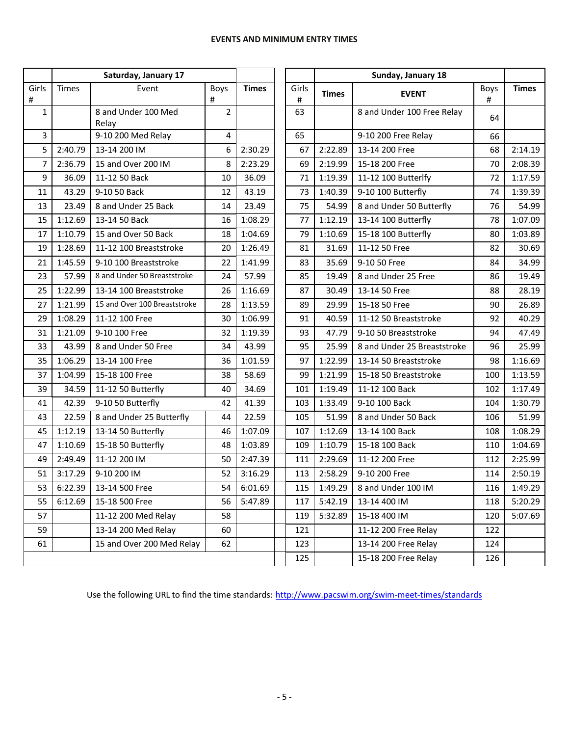**EVENTS AND MINIMUM ENTRY TIMES**

| Saturday, January 17 | | | | |
|---|---|---|---|---|
| Girls # | Times | Event | Boys # | Times |
| 1 | | 8 and Under 100 Med Relay | 2 | |
| 3 | | 9-10 200 Med Relay | 4 | |
| 5 | 2:40.79 | 13-14 200 IM | 6 | 2:30.29 |
| 7 | 2:36.79 | 15 and Over 200 IM | 8 | 2:23.29 |
| 9 | 36.09 | 11-12 50 Back | 10 | 36.09 |
| 11 | 43.29 | 9-10 50 Back | 12 | 43.19 |
| 13 | 23.49 | 8 and Under 25 Back | 14 | 23.49 |
| 15 | 1:12.69 | 13-14 50 Back | 16 | 1:08.29 |
| 17 | 1:10.79 | 15 and Over 50 Back | 18 | 1:04.69 |
| 19 | 1:28.69 | 11-12 100 Breaststroke | 20 | 1:26.49 |
| 21 | 1:45.59 | 9-10 100 Breaststroke | 22 | 1:41.99 |
| 23 | 57.99 | 8 and Under 50 Breaststroke | 24 | 57.99 |
| 25 | 1:22.99 | 13-14 100 Breaststroke | 26 | 1:16.69 |
| 27 | 1:21.99 | 15 and Over 100 Breaststroke | 28 | 1:13.59 |
| 29 | 1:08.29 | 11-12 100 Free | 30 | 1:06.99 |
| 31 | 1:21.09 | 9-10 100 Free | 32 | 1:19.39 |
| 33 | 43.99 | 8 and Under 50 Free | 34 | 43.99 |
| 35 | 1:06.29 | 13-14 100 Free | 36 | 1:01.59 |
| 37 | 1:04.99 | 15-18 100 Free | 38 | 58.69 |
| 39 | 34.59 | 11-12 50 Butterfly | 40 | 34.69 |
| 41 | 42.39 | 9-10 50 Butterfly | 42 | 41.39 |
| 43 | 22.59 | 8 and Under 25 Butterfly | 44 | 22.59 |
| 45 | 1:12.19 | 13-14 50 Butterfly | 46 | 1:07.09 |
| 47 | 1:10.69 | 15-18 50 Butterfly | 48 | 1:03.89 |
| 49 | 2:49.49 | 11-12 200 IM | 50 | 2:47.39 |
| 51 | 3:17.29 | 9-10 200 IM | 52 | 3:16.29 |
| 53 | 6:22.39 | 13-14 500 Free | 54 | 6:01.69 |
| 55 | 6:12.69 | 15-18 500 Free | 56 | 5:47.89 |
| 57 | | 11-12 200 Med Relay | 58 | |
| 59 | | 13-14 200 Med Relay | 60 | |
| 61 | | 15 and Over 200 Med Relay | 62 | |

| Sunday, January 18 | | | | |
|---|---|---|---|---|
| Girls # | Times | EVENT | Boys # | Times |
| 63 | | 8 and Under 100 Free Relay | 64 | |
| 65 | | 9-10 200 Free Relay | 66 | |
| 67 | 2:22.89 | 13-14 200 Free | 68 | 2:14.19 |
| 69 | 2:19.99 | 15-18 200 Free | 70 | 2:08.39 |
| 71 | 1:19.39 | 11-12 100 Butterfly | 72 | 1:17.59 |
| 73 | 1:40.39 | 9-10 100 Butterfly | 74 | 1:39.39 |
| 75 | 54.99 | 8 and Under 50 Butterfly | 76 | 54.99 |
| 77 | 1:12.19 | 13-14 100 Butterfly | 78 | 1:07.09 |
| 79 | 1:10.69 | 15-18 100 Butterfly | 80 | 1:03.89 |
| 81 | 31.69 | 11-12 50 Free | 82 | 30.69 |
| 83 | 35.69 | 9-10 50 Free | 84 | 34.99 |
| 85 | 19.49 | 8 and Under 25 Free | 86 | 19.49 |
| 87 | 30.49 | 13-14 50 Free | 88 | 28.19 |
| 89 | 29.99 | 15-18 50 Free | 90 | 26.89 |
| 91 | 40.59 | 11-12 50 Breaststroke | 92 | 40.29 |
| 93 | 47.79 | 9-10 50 Breaststroke | 94 | 47.49 |
| 95 | 25.99 | 8 and Under 25 Breaststroke | 96 | 25.99 |
| 97 | 1:22.99 | 13-14 50 Breaststroke | 98 | 1:16.69 |
| 99 | 1:21.99 | 15-18 50 Breaststroke | 100 | 1:13.59 |
| 101 | 1:19.49 | 11-12 100 Back | 102 | 1:17.49 |
| 103 | 1:33.49 | 9-10 100 Back | 104 | 1:30.79 |
| 105 | 51.99 | 8 and Under 50 Back | 106 | 51.99 |
| 107 | 1:12.69 | 13-14 100 Back | 108 | 1:08.29 |
| 109 | 1:10.79 | 15-18 100 Back | 110 | 1:04.69 |
| 111 | 2:29.69 | 11-12 200 Free | 112 | 2:25.99 |
| 113 | 2:58.29 | 9-10 200 Free | 114 | 2:50.19 |
| 115 | 1:49.29 | 8 and Under 100 IM | 116 | 1:49.29 |
| 117 | 5:42.19 | 13-14 400 IM | 118 | 5:20.29 |
| 119 | 5:32.89 | 15-18 400 IM | 120 | 5:07.69 |
| 121 | | 11-12 200 Free Relay | 122 | |
| 123 | | 13-14 200 Free Relay | 124 | |
| 125 | | 15-18 200 Free Relay | 126 | |

Use the following URL to find the time standards: http://www.pacswim.org/swim-meet-times/standards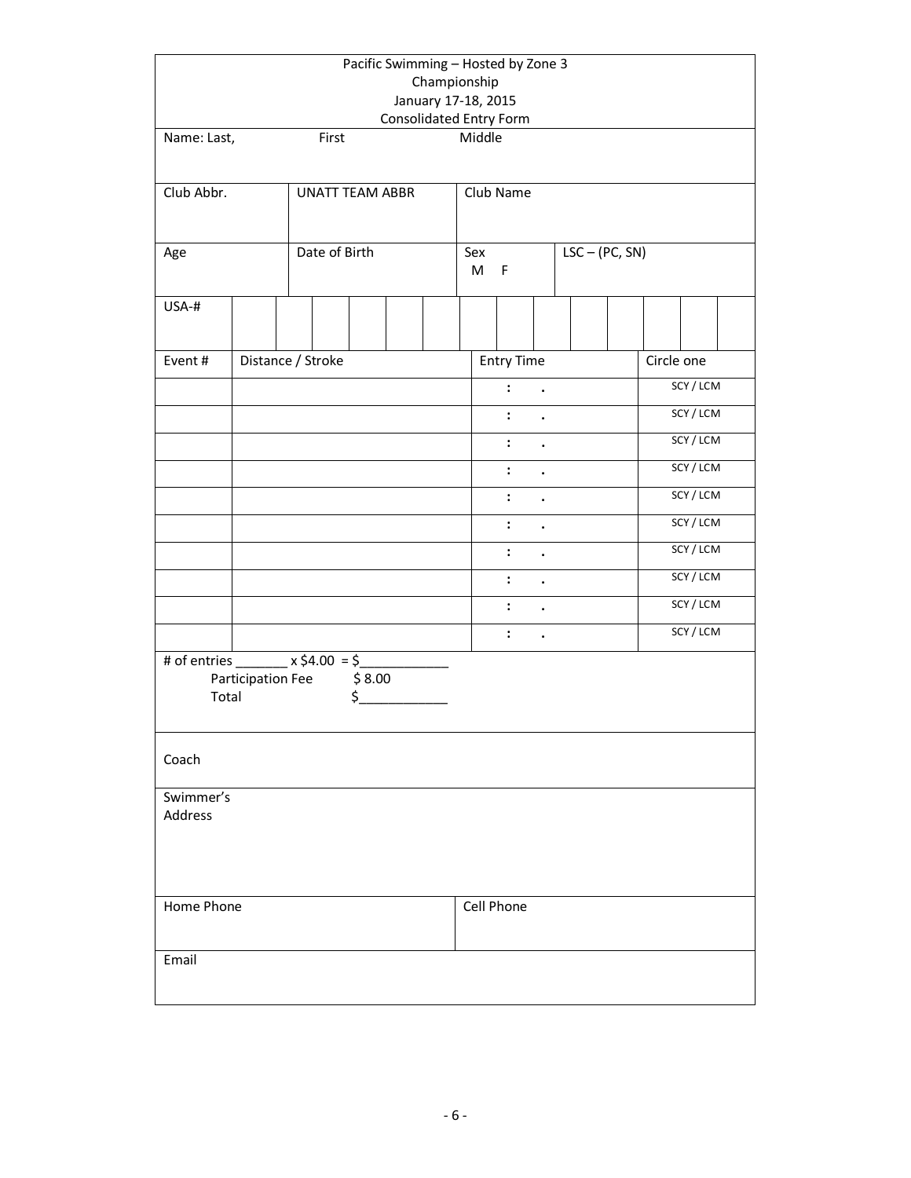Pacific Swimming – Hosted by Zone 3
Championship
January 17-18, 2015
Consolidated Entry Form

| Name: Last, | First | Middle |
|---|---|---|
| | | |

| Club Abbr. | UNATT TEAM ABBR | Club Name |
|---|---|---|
| | | |

| Age | Date of Birth | Sex M F | LSC – (PC, SN) |
|---|---|---|---|
| | | | |

| USA-# | | | | | | | | | | | | | | |
|---|---|---|---|---|---|---|---|---|---|---|---|---|---|---|
| | | | | | | | | | | | | | | |

| Event # | Distance / Stroke | Entry Time | Circle one |
|---|---|---|---|
| | | : . | SCY / LCM |
| | | : . | SCY / LCM |
| | | : . | SCY / LCM |
| | | : . | SCY / LCM |
| | | : . | SCY / LCM |
| | | : . | SCY / LCM |
| | | : . | SCY / LCM |
| | | : . | SCY / LCM |
| | | : . | SCY / LCM |
| | | : . | SCY / LCM |

# of entries _______ x $4.00 = $____________
Participation Fee $ 8.00
Total $____________

Coach

Swimmer's Address

| Home Phone | Cell Phone |
|---|---|
| | |

Email